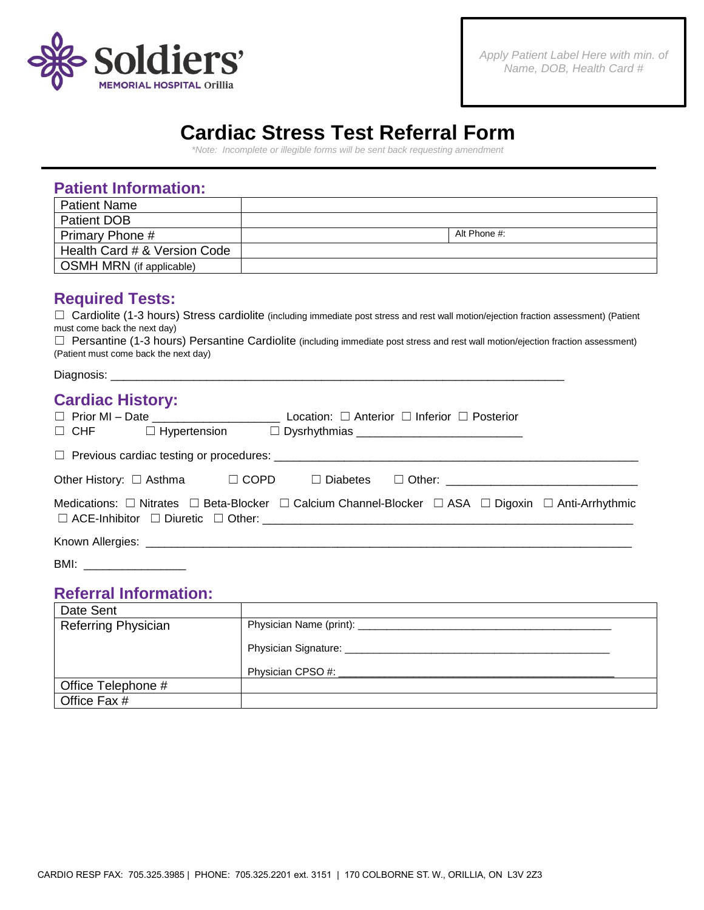Soldiers' MEMORIAL HOSPITAL Orillia

Apply Patient Label Here with min. of Name, DOB, Health Card #

# Cardiac Stress Test Referral Form

*\*Note: Incomplete or illegible forms will be sent back requesting amendment*

## Patient Information:

| Patient Name | |
|---|---|
| Patient DOB | |
| Primary Phone # | Alt Phone #: |
| Health Card # & Version Code | |
| OSMH MRN (if applicable) | |

## Required Tests:

☐ Cardiolite (1-3 hours) Stress cardiolite (including immediate post stress and rest wall motion/ejection fraction assessment) (Patient must come back the next day)

☐ Persantine (1-3 hours) Persantine Cardiolite (including immediate post stress and rest wall motion/ejection fraction assessment) (Patient must come back the next day)

Diagnosis: ___________________________________________________________________

## Cardiac History:

☐ Prior MI – Date ___________________ Location: ☐ Anterior ☐ Inferior ☐ Posterior

☐ CHF ☐ Hypertension ☐ Dysrhythmias ________________________

☐ Previous cardiac testing or procedures: ______________________________________________________

Other History: ☐ Asthma ☐ COPD ☐ Diabetes ☐ Other: ____________________________

Medications: ☐ Nitrates ☐ Beta-Blocker ☐ Calcium Channel-Blocker ☐ ASA ☐ Digoxin ☐ Anti-Arrhythmic ☐ ACE-Inhibitor ☐ Diuretic ☐ Other: ________________________________________________________

Known Allergies: __________________________________________________________________________

BMI: _______________

## Referral Information:

| Date Sent | |
|---|---|
| Referring Physician | Physician Name (print): ______________________________________ Physician Signature: ______________________________________ Physician CPSO #: ______________________________________ |
| Office Telephone # | |
| Office Fax # | |

CARDIO RESP FAX: 705.325.3985 | PHONE: 705.325.2201 ext. 3151 | 170 COLBORNE ST. W., ORILLIA, ON L3V 2Z3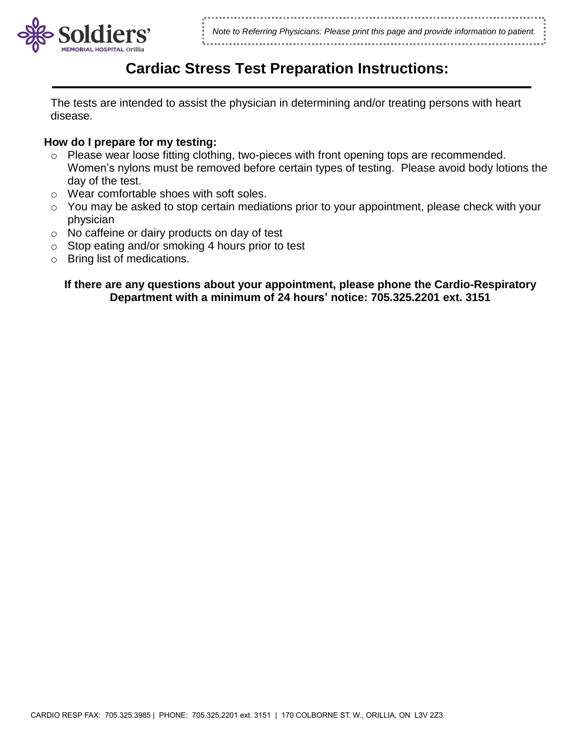*Note to Referring Physicians: Please print this page and provide information to patient.*

# Cardiac Stress Test Preparation Instructions:

The tests are intended to assist the physician in determining and/or treating persons with heart disease.

**How do I prepare for my testing:**

- Please wear loose fitting clothing, two-pieces with front opening tops are recommended. Women's nylons must be removed before certain types of testing. Please avoid body lotions the day of the test.
- Wear comfortable shoes with soft soles.
- You may be asked to stop certain mediations prior to your appointment, please check with your physician
- No caffeine or dairy products on day of test
- Stop eating and/or smoking 4 hours prior to test
- Bring list of medications.

**If there are any questions about your appointment, please phone the Cardio-Respiratory Department with a minimum of 24 hours' notice: 705.325.2201 ext. 3151**

CARDIO RESP FAX: 705.325.3985 | PHONE: 705.325.2201 ext. 3151 | 170 COLBORNE ST. W., ORILLIA, ON L3V 2Z3